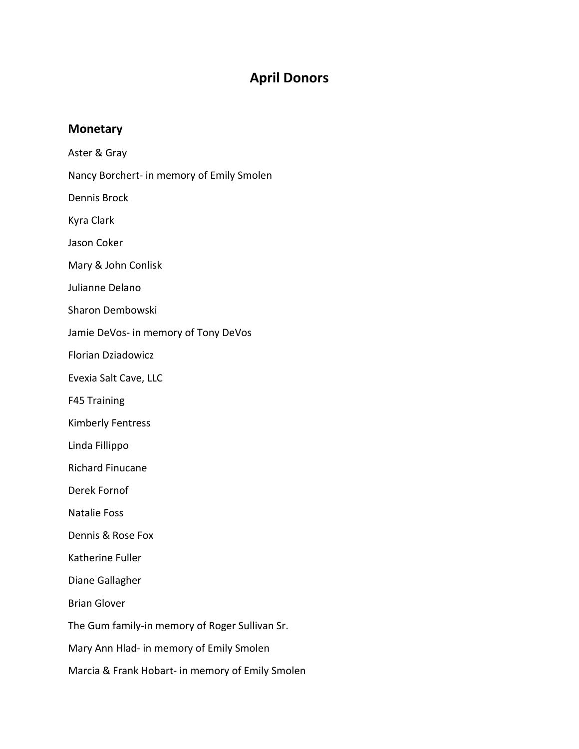# April Donors

## Monetary

Aster & Gray

Nancy Borchert- in memory of Emily Smolen

Dennis Brock

Kyra Clark

Jason Coker

Mary & John Conlisk

Julianne Delano

Sharon Dembowski

Jamie DeVos- in memory of Tony DeVos

Florian Dziadowicz

Evexia Salt Cave, LLC

F45 Training

Kimberly Fentress

Linda Fillippo

Richard Finucane

Derek Fornof

Natalie Foss

Dennis & Rose Fox

Katherine Fuller

Diane Gallagher

Brian Glover

The Gum family-in memory of Roger Sullivan Sr.

Mary Ann Hlad- in memory of Emily Smolen

Marcia & Frank Hobart- in memory of Emily Smolen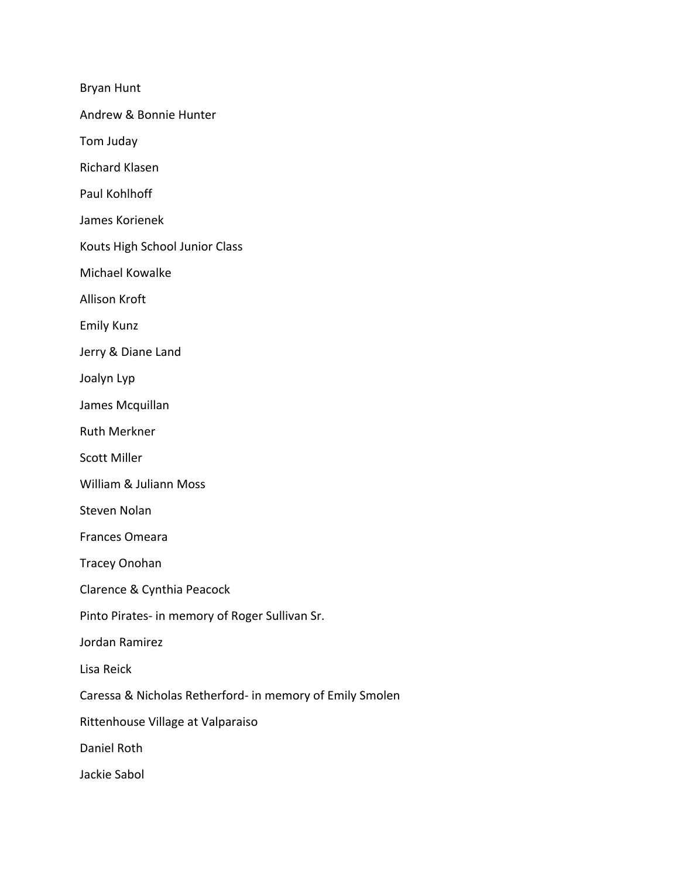Bryan Hunt

Andrew & Bonnie Hunter

Tom Juday

Richard Klasen

Paul Kohlhoff

James Korienek

Kouts High School Junior Class

Michael Kowalke

Allison Kroft

Emily Kunz

Jerry & Diane Land

Joalyn Lyp

James Mcquillan

Ruth Merkner

Scott Miller

William & Juliann Moss

Steven Nolan

Frances Omeara

Tracey Onohan

Clarence & Cynthia Peacock

Pinto Pirates- in memory of Roger Sullivan Sr.

Jordan Ramirez

Lisa Reick

Caressa & Nicholas Retherford- in memory of Emily Smolen

Rittenhouse Village at Valparaiso

Daniel Roth

Jackie Sabol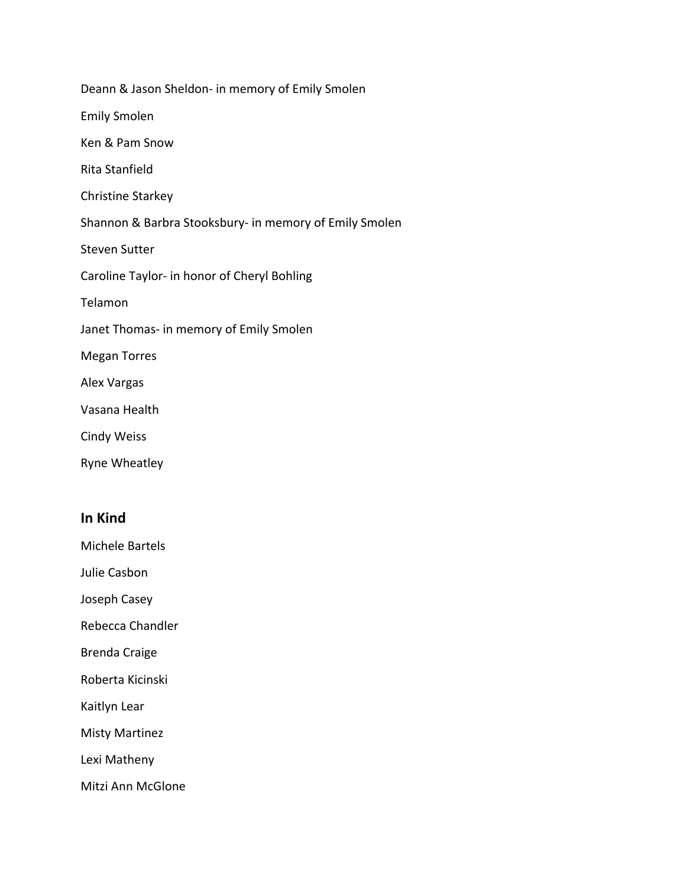Deann & Jason Sheldon- in memory of Emily Smolen

Emily Smolen

Ken & Pam Snow

Rita Stanfield

Christine Starkey

Shannon & Barbra Stooksbury- in memory of Emily Smolen

Steven Sutter

Caroline Taylor- in honor of Cheryl Bohling

Telamon

Janet Thomas- in memory of Emily Smolen

Megan Torres

Alex Vargas

Vasana Health

Cindy Weiss

Ryne Wheatley

## In Kind

Michele Bartels

Julie Casbon

Joseph Casey

Rebecca Chandler

Brenda Craige

Roberta Kicinski

Kaitlyn Lear

Misty Martinez

Lexi Matheny

Mitzi Ann McGlone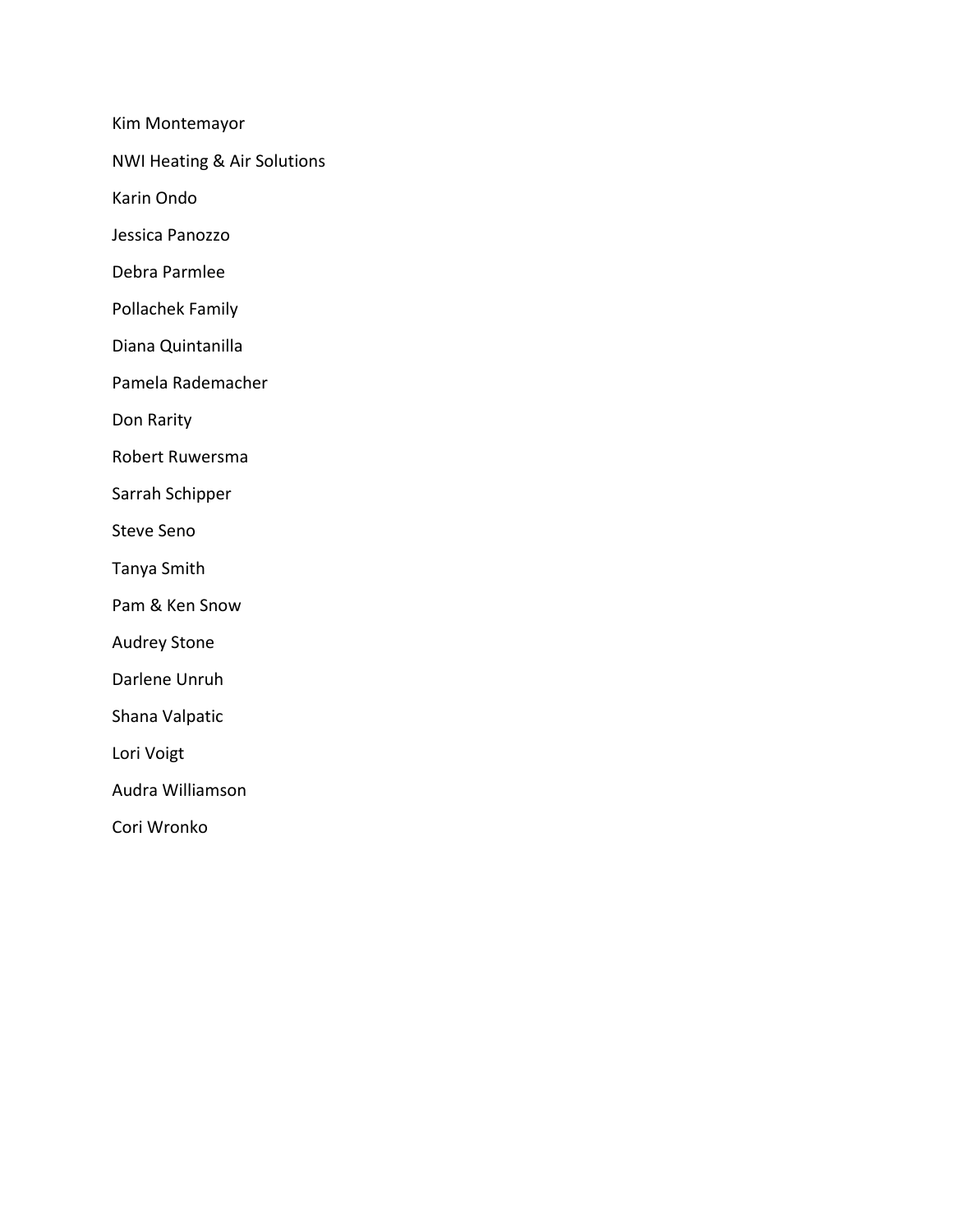Kim Montemayor

NWI Heating & Air Solutions

Karin Ondo

Jessica Panozzo

Debra Parmlee

Pollachek Family

Diana Quintanilla

Pamela Rademacher

Don Rarity

Robert Ruwersma

Sarrah Schipper

Steve Seno

Tanya Smith

Pam & Ken Snow

Audrey Stone

Darlene Unruh

Shana Valpatic

Lori Voigt

Audra Williamson

Cori Wronko